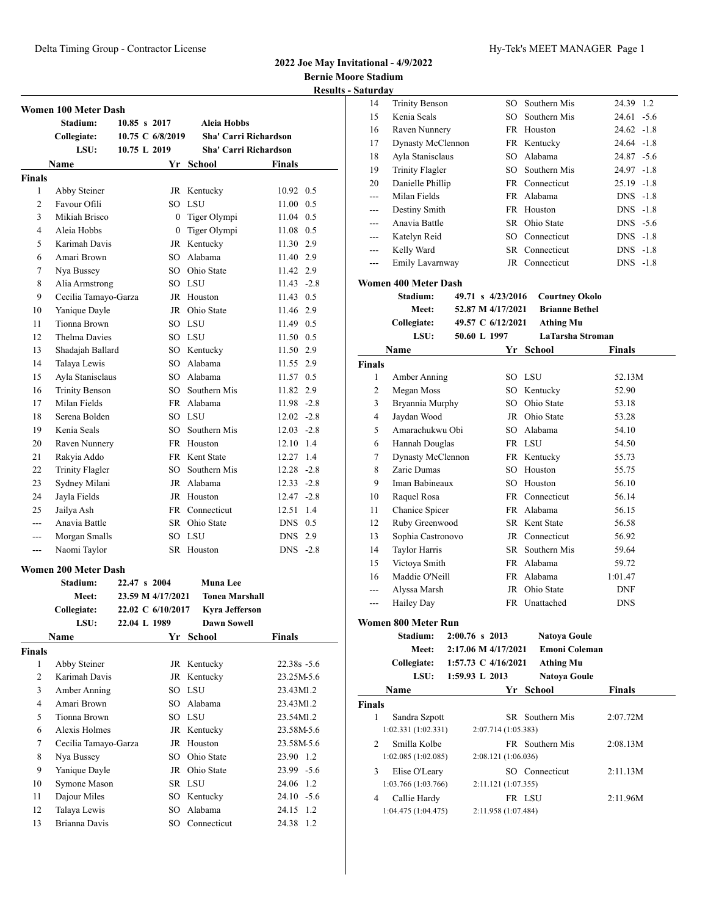## 2022 Joe May Invitational - 4/9/2022

**Bernie Moore Stadium**

**Results - Saturday**

### Women 100 Meter Dash

| | | | |
|---|---|---|---|
| Stadium: | 10.85 s 2017 | Aleia Hobbs | |
| Collegiate: | 10.75 C 6/8/2019 | Sha' Carri Richardson | |
| LSU: | 10.75 L 2019 | Sha' Carri Richardson | |

**Finals**

| | Name | Yr | School | Finals | Wind |
|---|---|---|---|---|---|
| 1 | Abby Steiner | JR | Kentucky | 10.92 | 0.5 |
| 2 | Favour Ofili | SO | LSU | 11.00 | 0.5 |
| 3 | Mikiah Brisco | 0 | Tiger Olympi | 11.04 | 0.5 |
| 4 | Aleia Hobbs | 0 | Tiger Olympi | 11.08 | 0.5 |
| 5 | Karimah Davis | JR | Kentucky | 11.30 | 2.9 |
| 6 | Amari Brown | SO | Alabama | 11.40 | 2.9 |
| 7 | Nya Bussey | SO | Ohio State | 11.42 | 2.9 |
| 8 | Alia Armstrong | SO | LSU | 11.43 | -2.8 |
| 9 | Cecilia Tamayo-Garza | JR | Houston | 11.43 | 0.5 |
| 10 | Yanique Dayle | JR | Ohio State | 11.46 | 2.9 |
| 11 | Tionna Brown | SO | LSU | 11.49 | 0.5 |
| 12 | Thelma Davies | SO | LSU | 11.50 | 0.5 |
| 13 | Shadajah Ballard | SO | Kentucky | 11.50 | 2.9 |
| 14 | Talaya Lewis | SO | Alabama | 11.55 | 2.9 |
| 15 | Ayla Stanisclaus | SO | Alabama | 11.57 | 0.5 |
| 16 | Trinity Benson | SO | Southern Mis | 11.82 | 2.9 |
| 17 | Milan Fields | FR | Alabama | 11.98 | -2.8 |
| 18 | Serena Bolden | SO | LSU | 12.02 | -2.8 |
| 19 | Kenia Seals | SO | Southern Mis | 12.03 | -2.8 |
| 20 | Raven Nunnery | FR | Houston | 12.10 | 1.4 |
| 21 | Rakyia Addo | FR | Kent State | 12.27 | 1.4 |
| 22 | Trinity Flagler | SO | Southern Mis | 12.28 | -2.8 |
| 23 | Sydney Milani | JR | Alabama | 12.33 | -2.8 |
| 24 | Jayla Fields | JR | Houston | 12.47 | -2.8 |
| 25 | Jailya Ash | FR | Connecticut | 12.51 | 1.4 |
| --- | Anavia Battle | SR | Ohio State | DNS | 0.5 |
| --- | Morgan Smalls | SO | LSU | DNS | 2.9 |
| --- | Naomi Taylor | SR | Houston | DNS | -2.8 |

### Women 200 Meter Dash

| | | | |
|---|---|---|---|
| Stadium: | 22.47 s 2004 | Muna Lee | |
| Meet: | 23.59 M 4/17/2021 | Tonea Marshall | |
| Collegiate: | 22.02 C 6/10/2017 | Kyra Jefferson | |
| LSU: | 22.04 L 1989 | Dawn Sowell | |

**Finals**

| | Name | Yr | School | Finals | Wind |
|---|---|---|---|---|---|
| 1 | Abby Steiner | JR | Kentucky | 22.38s | -5.6 |
| 2 | Karimah Davis | JR | Kentucky | 23.25M | -5.6 |
| 3 | Amber Anning | SO | LSU | 23.43M | 1.2 |
| 4 | Amari Brown | SO | Alabama | 23.43M | 1.2 |
| 5 | Tionna Brown | SO | LSU | 23.54M | 1.2 |
| 6 | Alexis Holmes | JR | Kentucky | 23.58M | -5.6 |
| 7 | Cecilia Tamayo-Garza | JR | Houston | 23.58M | -5.6 |
| 8 | Nya Bussey | SO | Ohio State | 23.90 | 1.2 |
| 9 | Yanique Dayle | JR | Ohio State | 23.99 | -5.6 |
| 10 | Symone Mason | SR | LSU | 24.06 | 1.2 |
| 11 | Dajour Miles | SO | Kentucky | 24.10 | -5.6 |
| 12 | Talaya Lewis | SO | Alabama | 24.15 | 1.2 |
| 13 | Brianna Davis | SO | Connecticut | 24.38 | 1.2 |
| 14 | Trinity Benson | SO | Southern Mis | 24.39 | 1.2 |
| 15 | Kenia Seals | SO | Southern Mis | 24.61 | -5.6 |
| 16 | Raven Nunnery | FR | Houston | 24.62 | -1.8 |
| 17 | Dynasty McClennon | FR | Kentucky | 24.64 | -1.8 |
| 18 | Ayla Stanisclaus | SO | Alabama | 24.87 | -5.6 |
| 19 | Trinity Flagler | SO | Southern Mis | 24.97 | -1.8 |
| 20 | Danielle Phillip | FR | Connecticut | 25.19 | -1.8 |
| --- | Milan Fields | FR | Alabama | DNS | -1.8 |
| --- | Destiny Smith | FR | Houston | DNS | -1.8 |
| --- | Anavia Battle | SR | Ohio State | DNS | -5.6 |
| --- | Katelyn Reid | SO | Connecticut | DNS | -1.8 |
| --- | Kelly Ward | SR | Connecticut | DNS | -1.8 |
| --- | Emily Lavarnway | JR | Connecticut | DNS | -1.8 |

### Women 400 Meter Dash

| | | |
|---|---|---|
| Stadium: | 49.71 s 4/23/2016 | Courtney Okolo |
| Meet: | 52.87 M 4/17/2021 | Brianne Bethel |
| Collegiate: | 49.57 C 6/12/2021 | Athing Mu |
| LSU: | 50.60 L 1997 | LaTarsha Stroman |

**Finals**

| | Name | Yr | School | Finals |
|---|---|---|---|---|
| 1 | Amber Anning | SO | LSU | 52.13M |
| 2 | Megan Moss | SO | Kentucky | 52.90 |
| 3 | Bryannia Murphy | SO | Ohio State | 53.18 |
| 4 | Jaydan Wood | JR | Ohio State | 53.28 |
| 5 | Amarachukwu Obi | SO | Alabama | 54.10 |
| 6 | Hannah Douglas | FR | LSU | 54.50 |
| 7 | Dynasty McClennon | FR | Kentucky | 55.73 |
| 8 | Zarie Dumas | SO | Houston | 55.75 |
| 9 | Iman Babineaux | SO | Houston | 56.10 |
| 10 | Raquel Rosa | FR | Connecticut | 56.14 |
| 11 | Chanice Spicer | FR | Alabama | 56.15 |
| 12 | Ruby Greenwood | SR | Kent State | 56.58 |
| 13 | Sophia Castronovo | JR | Connecticut | 56.92 |
| 14 | Taylor Harris | SR | Southern Mis | 59.64 |
| 15 | Victoya Smith | FR | Alabama | 59.72 |
| 16 | Maddie O'Neill | FR | Alabama | 1:01.47 |
| --- | Alyssa Marsh | JR | Ohio State | DNF |
| --- | Hailey Day | FR | Unattached | DNS |

### Women 800 Meter Run

| | | |
|---|---|---|
| Stadium: | 2:00.76 s 2013 | Natoya Goule |
| Meet: | 2:17.06 M 4/17/2021 | Emoni Coleman |
| Collegiate: | 1:57.73 C 4/16/2021 | Athing Mu |
| LSU: | 1:59.93 L 2013 | Natoya Goule |

**Finals**

| | Name | Yr | School | Finals |
|---|---|---|---|---|
| 1 | Sandra Szpott | SR | Southern Mis | 2:07.72M |
| | 1:02.331 (1:02.331) | 2:07.714 (1:05.383) | | |
| 2 | Smilla Kolbe | FR | Southern Mis | 2:08.13M |
| | 1:02.085 (1:02.085) | 2:08.121 (1:06.036) | | |
| 3 | Elise O'Leary | SO | Connecticut | 2:11.13M |
| | 1:03.766 (1:03.766) | 2:11.121 (1:07.355) | | |
| 4 | Callie Hardy | FR | LSU | 2:11.96M |
| | 1:04.475 (1:04.475) | 2:11.958 (1:07.484) | | |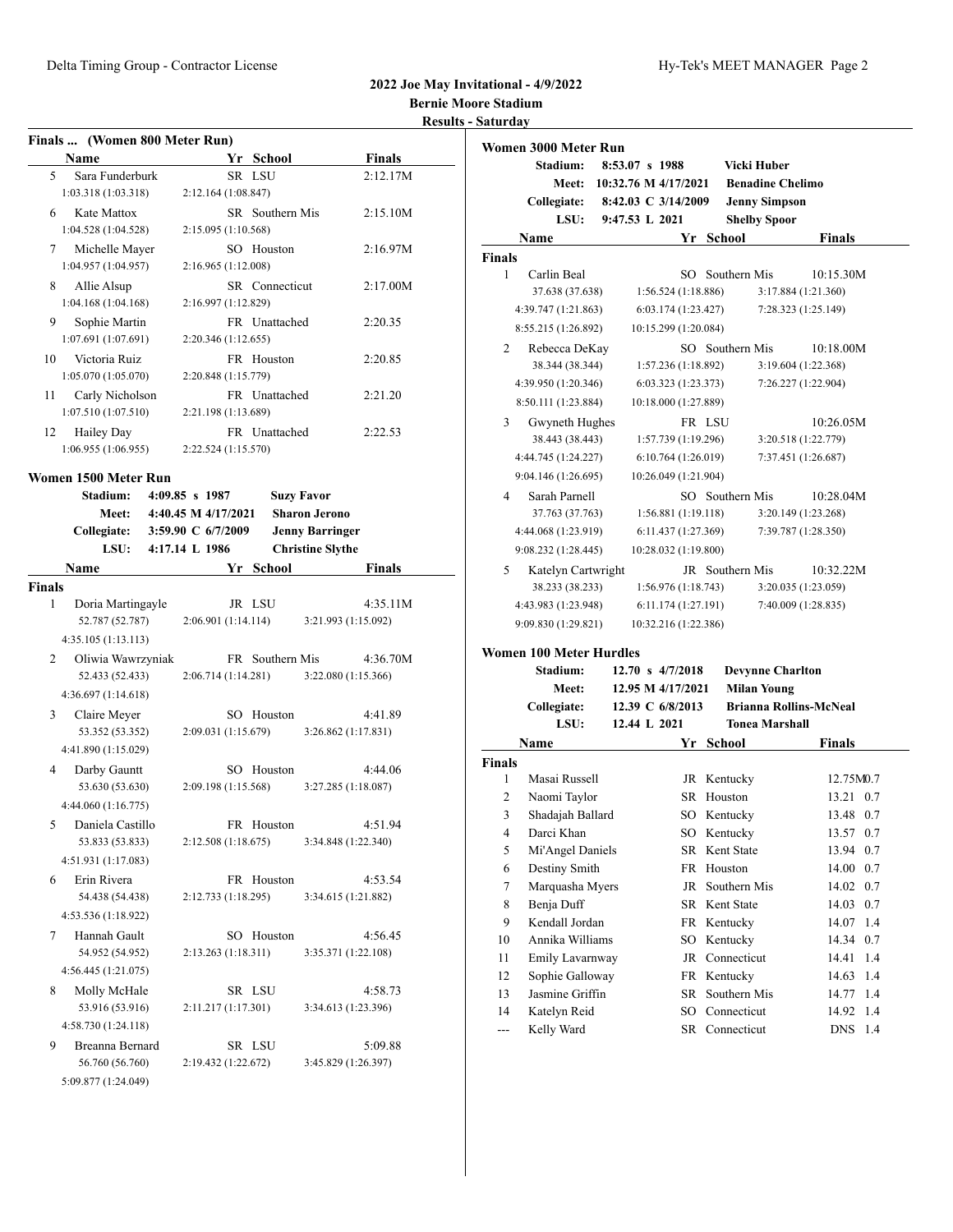**2022 Joe May Invitational - 4/9/2022**
**Bernie Moore Stadium**
**Results - Saturday**

### Finals ... (Women 800 Meter Run)

| | Name | Yr | School | Finals |
|---|---|---|---|---|
| 5 | Sara Funderburk | SR | LSU | 2:12.17M |
| | 1:03.318 (1:03.318) | 2:12.164 (1:08.847) | | |
| 6 | Kate Mattox | SR | Southern Mis | 2:15.10M |
| | 1:04.528 (1:04.528) | 2:15.095 (1:10.568) | | |
| 7 | Michelle Mayer | SO | Houston | 2:16.97M |
| | 1:04.957 (1:04.957) | 2:16.965 (1:12.008) | | |
| 8 | Allie Alsup | SR | Connecticut | 2:17.00M |
| | 1:04.168 (1:04.168) | 2:16.997 (1:12.829) | | |
| 9 | Sophie Martin | FR | Unattached | 2:20.35 |
| | 1:07.691 (1:07.691) | 2:20.346 (1:12.655) | | |
| 10 | Victoria Ruiz | FR | Houston | 2:20.85 |
| | 1:05.070 (1:05.070) | 2:20.848 (1:15.779) | | |
| 11 | Carly Nicholson | FR | Unattached | 2:21.20 |
| | 1:07.510 (1:07.510) | 2:21.198 (1:13.689) | | |
| 12 | Hailey Day | FR | Unattached | 2:22.53 |
| | 1:06.955 (1:06.955) | 2:22.524 (1:15.570) | | |

### Women 1500 Meter Run

| | | | |
|---|---|---|---|
| Stadium: | 4:09.85 s | 1987 | Suzy Favor |
| Meet: | 4:40.45 M | 4/17/2021 | Sharon Jerono |
| Collegiate: | 3:59.90 C | 6/7/2009 | Jenny Barringer |
| LSU: | 4:17.14 L | 1986 | Christine Slythe |

**Finals**

| | Name | Yr | School | Finals |
|---|---|---|---|---|
| 1 | Doria Martingayle | JR | LSU | 4:35.11M |
| | 52.787 (52.787) | 2:06.901 (1:14.114) | 3:21.993 (1:15.092) | |
| | 4:35.105 (1:13.113) | | | |
| 2 | Oliwia Wawrzyniak | FR | Southern Mis | 4:36.70M |
| | 52.433 (52.433) | 2:06.714 (1:14.281) | 3:22.080 (1:15.366) | |
| | 4:36.697 (1:14.618) | | | |
| 3 | Claire Meyer | SO | Houston | 4:41.89 |
| | 53.352 (53.352) | 2:09.031 (1:15.679) | 3:26.862 (1:17.831) | |
| | 4:41.890 (1:15.029) | | | |
| 4 | Darby Gauntt | SO | Houston | 4:44.06 |
| | 53.630 (53.630) | 2:09.198 (1:15.568) | 3:27.285 (1:18.087) | |
| | 4:44.060 (1:16.775) | | | |
| 5 | Daniela Castillo | FR | Houston | 4:51.94 |
| | 53.833 (53.833) | 2:12.508 (1:18.675) | 3:34.848 (1:22.340) | |
| | 4:51.931 (1:17.083) | | | |
| 6 | Erin Rivera | FR | Houston | 4:53.54 |
| | 54.438 (54.438) | 2:12.733 (1:18.295) | 3:34.615 (1:21.882) | |
| | 4:53.536 (1:18.922) | | | |
| 7 | Hannah Gault | SO | Houston | 4:56.45 |
| | 54.952 (54.952) | 2:13.263 (1:18.311) | 3:35.371 (1:22.108) | |
| | 4:56.445 (1:21.075) | | | |
| 8 | Molly McHale | SR | LSU | 4:58.73 |
| | 53.916 (53.916) | 2:11.217 (1:17.301) | 3:34.613 (1:23.396) | |
| | 4:58.730 (1:24.118) | | | |
| 9 | Breanna Bernard | SR | LSU | 5:09.88 |
| | 56.760 (56.760) | 2:19.432 (1:22.672) | 3:45.829 (1:26.397) | |
| | 5:09.877 (1:24.049) | | | |

### Women 3000 Meter Run

| | | | |
|---|---|---|---|
| Stadium: | 8:53.07 s | 1988 | Vicki Huber |
| Meet: | 10:32.76 M | 4/17/2021 | Benadine Chelimo |
| Collegiate: | 8:42.03 C | 3/14/2009 | Jenny Simpson |
| LSU: | 9:47.53 L | 2021 | Shelby Spoor |

**Finals**

| | Name | Yr | School | Finals |
|---|---|---|---|---|
| 1 | Carlin Beal | SO | Southern Mis | 10:15.30M |
| | 37.638 (37.638) | 1:56.524 (1:18.886) | 3:17.884 (1:21.360) | |
| | 4:39.747 (1:21.863) | 6:03.174 (1:23.427) | 7:28.323 (1:25.149) | |
| | 8:55.215 (1:26.892) | 10:15.299 (1:20.084) | | |
| 2 | Rebecca DeKay | SO | Southern Mis | 10:18.00M |
| | 38.344 (38.344) | 1:57.236 (1:18.892) | 3:19.604 (1:22.368) | |
| | 4:39.950 (1:20.346) | 6:03.323 (1:23.373) | 7:26.227 (1:22.904) | |
| | 8:50.111 (1:23.884) | 10:18.000 (1:27.889) | | |
| 3 | Gwyneth Hughes | FR | LSU | 10:26.05M |
| | 38.443 (38.443) | 1:57.739 (1:19.296) | 3:20.518 (1:22.779) | |
| | 4:44.745 (1:24.227) | 6:10.764 (1:26.019) | 7:37.451 (1:26.687) | |
| | 9:04.146 (1:26.695) | 10:26.049 (1:21.904) | | |
| 4 | Sarah Parnell | SO | Southern Mis | 10:28.04M |
| | 37.763 (37.763) | 1:56.881 (1:19.118) | 3:20.149 (1:23.268) | |
| | 4:44.068 (1:23.919) | 6:11.437 (1:27.369) | 7:39.787 (1:28.350) | |
| | 9:08.232 (1:28.445) | 10:28.032 (1:19.800) | | |
| 5 | Katelyn Cartwright | JR | Southern Mis | 10:32.22M |
| | 38.233 (38.233) | 1:56.976 (1:18.743) | 3:20.035 (1:23.059) | |
| | 4:43.983 (1:23.948) | 6:11.174 (1:27.191) | 7:40.009 (1:28.835) | |
| | 9:09.830 (1:29.821) | 10:32.216 (1:22.386) | | |

### Women 100 Meter Hurdles

| | | | |
|---|---|---|---|
| Stadium: | 12.70 s | 4/7/2018 | Devynne Charlton |
| Meet: | 12.95 M | 4/17/2021 | Milan Young |
| Collegiate: | 12.39 C | 6/8/2013 | Brianna Rollins-McNeal |
| LSU: | 12.44 L | 2021 | Tonea Marshall |

**Finals**

| | Name | Yr | School | Finals | Wind |
|---|---|---|---|---|---|
| 1 | Masai Russell | JR | Kentucky | 12.75M | 0.7 |
| 2 | Naomi Taylor | SR | Houston | 13.21 | 0.7 |
| 3 | Shadajah Ballard | SO | Kentucky | 13.48 | 0.7 |
| 4 | Darci Khan | SO | Kentucky | 13.57 | 0.7 |
| 5 | Mi'Angel Daniels | SR | Kent State | 13.94 | 0.7 |
| 6 | Destiny Smith | FR | Houston | 14.00 | 0.7 |
| 7 | Marquasha Myers | JR | Southern Mis | 14.02 | 0.7 |
| 8 | Benja Duff | SR | Kent State | 14.03 | 0.7 |
| 9 | Kendall Jordan | FR | Kentucky | 14.07 | 1.4 |
| 10 | Annika Williams | SO | Kentucky | 14.34 | 0.7 |
| 11 | Emily Lavarnway | JR | Connecticut | 14.41 | 1.4 |
| 12 | Sophie Galloway | FR | Kentucky | 14.63 | 1.4 |
| 13 | Jasmine Griffin | SR | Southern Mis | 14.77 | 1.4 |
| 14 | Katelyn Reid | SO | Connecticut | 14.92 | 1.4 |
| --- | Kelly Ward | SR | Connecticut | DNS | 1.4 |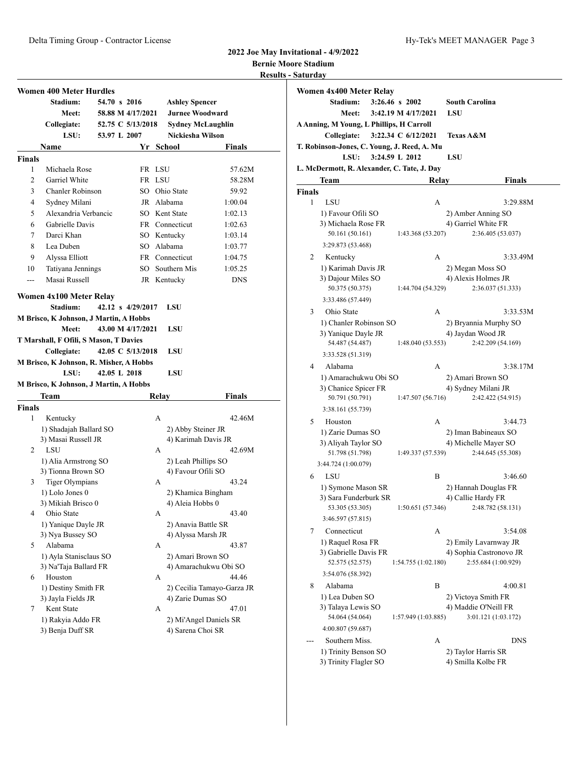## 2022 Joe May Invitational - 4/9/2022

**Bernie Moore Stadium**

**Results - Saturday**

### Women 400 Meter Hurdles

| | | | |
|---|---|---|---|
| Stadium: | 54.70 s 2016 | Ashley Spencer | |
| Meet: | 58.88 M 4/17/2021 | Jurnee Woodward | |
| Collegiate: | 52.75 C 5/13/2018 | Sydney McLaughlin | |
| LSU: | 53.97 L 2007 | Nickiesha Wilson | |

| | Name | Yr | School | Finals |
|---|---|---|---|---|
| **Finals** | | | | |
| 1 | Michaela Rose | FR | LSU | 57.62M |
| 2 | Garriel White | FR | LSU | 58.28M |
| 3 | Chanler Robinson | SO | Ohio State | 59.92 |
| 4 | Sydney Milani | JR | Alabama | 1:00.04 |
| 5 | Alexandria Verbancic | SO | Kent State | 1:02.13 |
| 6 | Gabrielle Davis | FR | Connecticut | 1:02.63 |
| 7 | Darci Khan | SO | Kentucky | 1:03.14 |
| 8 | Lea Duben | SO | Alabama | 1:03.77 |
| 9 | Alyssa Elliott | FR | Connecticut | 1:04.75 |
| 10 | Tatiyana Jennings | SO | Southern Mis | 1:05.25 |
| --- | Masai Russell | JR | Kentucky | DNS |

### Women 4x100 Meter Relay

Stadium: 42.12 s 4/29/2017 LSU
M Brisco, K Johnson, J Martin, A Hobbs

Meet: 43.00 M 4/17/2021 LSU
T Marshall, F Ofili, S Mason, T Davies

Collegiate: 42.05 C 5/13/2018 LSU
M Brisco, K Johnson, R. Misher, A Hobbs

LSU: 42.05 L 2018 LSU
M Brisco, K Johnson, J Martin, A Hobbs

| | Team | Relay | Finals |
|---|---|---|---|
| **Finals** | | | |
| 1 | Kentucky | A | 42.46M |
| | 1) Shadajah Ballard SO; 2) Abby Steiner JR; 3) Masai Russell JR; 4) Karimah Davis JR | | |
| 2 | LSU | A | 42.69M |
| | 1) Alia Armstrong SO; 2) Leah Phillips SO; 3) Tionna Brown SO; 4) Favour Ofili SO | | |
| 3 | Tiger Olympians | A | 43.24 |
| | 1) Lolo Jones 0; 2) Khamica Bingham; 3) Mikiah Brisco 0; 4) Aleia Hobbs 0 | | |
| 4 | Ohio State | A | 43.40 |
| | 1) Yanique Dayle JR; 2) Anavia Battle SR; 3) Nya Bussey SO; 4) Alyssa Marsh JR | | |
| 5 | Alabama | A | 43.87 |
| | 1) Ayla Stanisclaus SO; 2) Amari Brown SO; 3) Na'Taja Ballard FR; 4) Amarachukwu Obi SO | | |
| 6 | Houston | A | 44.46 |
| | 1) Destiny Smith FR; 2) Cecilia Tamayo-Garza JR; 3) Jayla Fields JR; 4) Zarie Dumas SO | | |
| 7 | Kent State | A | 47.01 |
| | 1) Rakyia Addo FR; 2) Mi'Angel Daniels SR; 3) Benja Duff SR; 4) Sarena Choi SR | | |

### Women 4x400 Meter Relay

Stadium: 3:26.46 s 2002 South Carolina

Meet: 3:42.19 M 4/17/2021 LSU
A Anning, M Young, L Phillips, H Carroll

Collegiate: 3:22.34 C 6/12/2021 Texas A&M
T. Robinson-Jones, C. Young, J. Reed, A. Mu

LSU: 3:24.59 L 2012 LSU
L. McDermott, R. Alexander, C. Tate, J. Day

| | Team | Relay | Finals |
|---|---|---|---|
| **Finals** | | | |
| 1 | LSU | A | 3:29.88M |
| | 1) Favour Ofili SO; 2) Amber Anning SO; 3) Michaela Rose FR; 4) Garriel White FR | | |
| | 50.161 (50.161); 1:43.368 (53.207); 2:36.405 (53.037); 3:29.873 (53.468) | | |
| 2 | Kentucky | A | 3:33.49M |
| | 1) Karimah Davis JR; 2) Megan Moss SO; 3) Dajour Miles SO; 4) Alexis Holmes JR | | |
| | 50.375 (50.375); 1:44.704 (54.329); 2:36.037 (51.333); 3:33.486 (57.449) | | |
| 3 | Ohio State | A | 3:33.53M |
| | 1) Chanler Robinson SO; 2) Bryannia Murphy SO; 3) Yanique Dayle JR; 4) Jaydan Wood JR | | |
| | 54.487 (54.487); 1:48.040 (53.553); 2:42.209 (54.169); 3:33.528 (51.319) | | |
| 4 | Alabama | A | 3:38.17M |
| | 1) Amarachukwu Obi SO; 2) Amari Brown SO; 3) Chanice Spicer FR; 4) Sydney Milani JR | | |
| | 50.791 (50.791); 1:47.507 (56.716); 2:42.422 (54.915); 3:38.161 (55.739) | | |
| 5 | Houston | A | 3:44.73 |
| | 1) Zarie Dumas SO; 2) Iman Babineaux SO; 3) Aliyah Taylor SO; 4) Michelle Mayer SO | | |
| | 51.798 (51.798); 1:49.337 (57.539); 2:44.645 (55.308); 3:44.724 (1:00.079) | | |
| 6 | LSU | B | 3:46.60 |
| | 1) Symone Mason SR; 2) Hannah Douglas FR; 3) Sara Funderburk SR; 4) Callie Hardy FR | | |
| | 53.305 (53.305); 1:50.651 (57.346); 2:48.782 (58.131); 3:46.597 (57.815) | | |
| 7 | Connecticut | A | 3:54.08 |
| | 1) Raquel Rosa FR; 2) Emily Lavarnway JR; 3) Gabrielle Davis FR; 4) Sophia Castronovo JR | | |
| | 52.575 (52.575); 1:54.755 (1:02.180); 2:55.684 (1:00.929); 3:54.076 (58.392) | | |
| 8 | Alabama | B | 4:00.81 |
| | 1) Lea Duben SO; 2) Victoya Smith FR; 3) Talaya Lewis SO; 4) Maddie O'Neill FR | | |
| | 54.064 (54.064); 1:57.949 (1:03.885); 3:01.121 (1:03.172); 4:00.807 (59.687) | | |
| --- | Southern Miss. | A | DNS |
| | 1) Trinity Benson SO; 2) Taylor Harris SR; 3) Trinity Flagler SO; 4) Smilla Kolbe FR | | |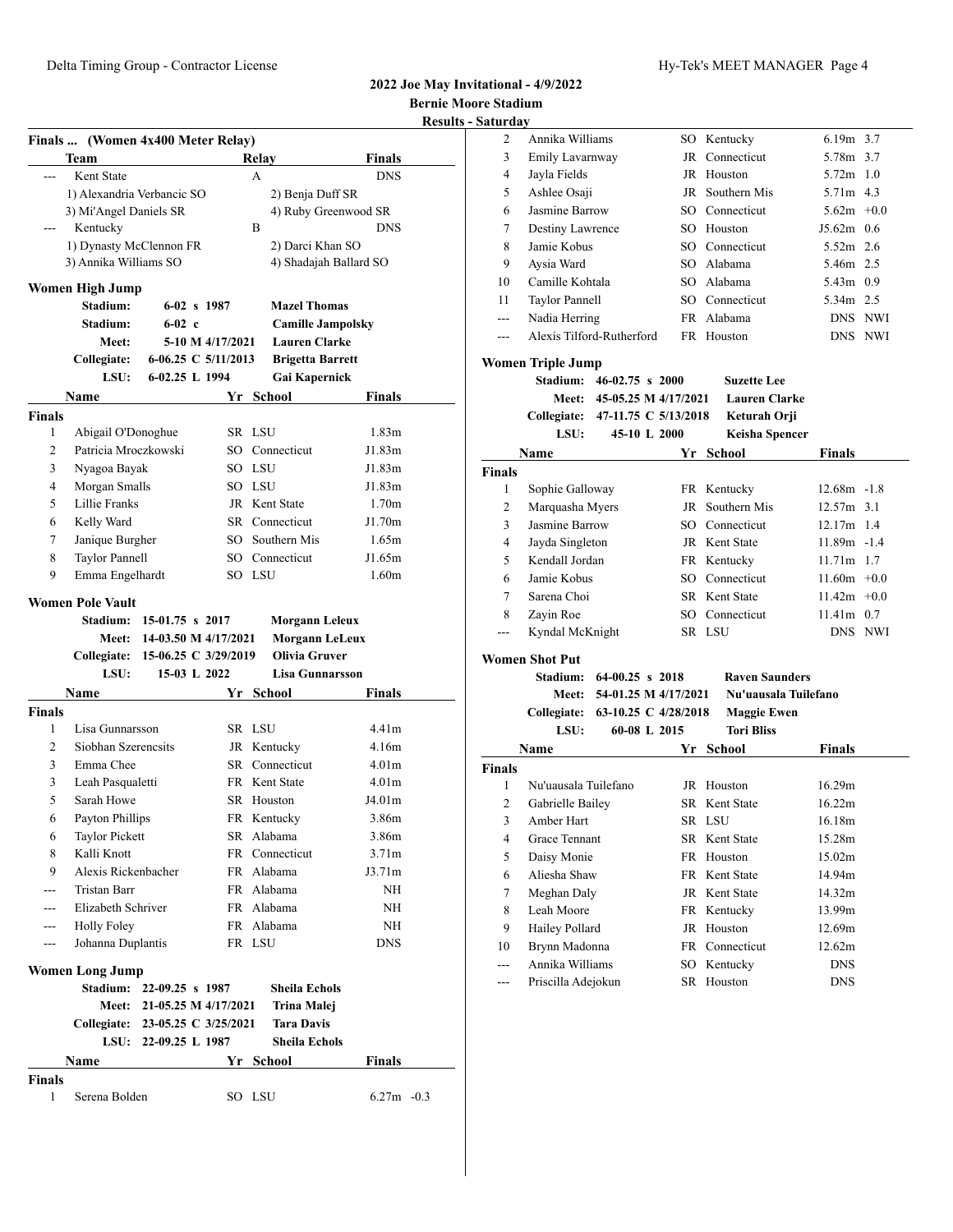**2022 Joe May Invitational - 4/9/2022**

**Bernie Moore Stadium**

**Results - Saturday**

### Finals ... (Women 4x400 Meter Relay)

| Team | | Relay | Finals |
|---|---|---|---|
| --- | Kent State | A | DNS |
| | 1) Alexandria Verbancic SO | 2) Benja Duff SR | |
| | 3) Mi'Angel Daniels SR | 4) Ruby Greenwood SR | |
| --- | Kentucky | B | DNS |
| | 1) Dynasty McClennon FR | 2) Darci Khan SO | |
| | 3) Annika Williams SO | 4) Shadajah Ballard SO | |

### Women High Jump

| | | |
|---|---|---|
| Stadium: | 6-02 s 1987 | Mazel Thomas |
| Stadium: | 6-02 c | Camille Jampolsky |
| Meet: | 5-10 M 4/17/2021 | Lauren Clarke |
| Collegiate: | 6-06.25 C 5/11/2013 | Brigetta Barrett |
| LSU: | 6-02.25 L 1994 | Gai Kapernick |

**Finals**

| | Name | Yr | School | Finals |
|---|---|---|---|---|
| 1 | Abigail O'Donoghue | SR | LSU | 1.83m |
| 2 | Patricia Mroczkowski | SO | Connecticut | J1.83m |
| 3 | Nyagoa Bayak | SO | LSU | J1.83m |
| 4 | Morgan Smalls | SO | LSU | J1.83m |
| 5 | Lillie Franks | JR | Kent State | 1.70m |
| 6 | Kelly Ward | SR | Connecticut | J1.70m |
| 7 | Janique Burgher | SO | Southern Mis | 1.65m |
| 8 | Taylor Pannell | SO | Connecticut | J1.65m |
| 9 | Emma Engelhardt | SO | LSU | 1.60m |

### Women Pole Vault

| | | |
|---|---|---|
| Stadium: | 15-01.75 s 2017 | Morgann Leleux |
| Meet: | 14-03.50 M 4/17/2021 | Morgann LeLeux |
| Collegiate: | 15-06.25 C 3/29/2019 | Olivia Gruver |
| LSU: | 15-03 L 2022 | Lisa Gunnarsson |

**Finals**

| | Name | Yr | School | Finals |
|---|---|---|---|---|
| 1 | Lisa Gunnarsson | SR | LSU | 4.41m |
| 2 | Siobhan Szerencsits | JR | Kentucky | 4.16m |
| 3 | Emma Chee | SR | Connecticut | 4.01m |
| 3 | Leah Pasqualetti | FR | Kent State | 4.01m |
| 5 | Sarah Howe | SR | Houston | J4.01m |
| 6 | Payton Phillips | FR | Kentucky | 3.86m |
| 6 | Taylor Pickett | SR | Alabama | 3.86m |
| 8 | Kalli Knott | FR | Connecticut | 3.71m |
| 9 | Alexis Rickenbacher | FR | Alabama | J3.71m |
| --- | Tristan Barr | FR | Alabama | NH |
| --- | Elizabeth Schriver | FR | Alabama | NH |
| --- | Holly Foley | FR | Alabama | NH |
| --- | Johanna Duplantis | FR | LSU | DNS |

### Women Long Jump

| | | |
|---|---|---|
| Stadium: | 22-09.25 s 1987 | Sheila Echols |
| Meet: | 21-05.25 M 4/17/2021 | Trina Malej |
| Collegiate: | 23-05.25 C 3/25/2021 | Tara Davis |
| LSU: | 22-09.25 L 1987 | Sheila Echols |

**Finals**

| | Name | Yr | School | Finals | Wind |
|---|---|---|---|---|---|
| 1 | Serena Bolden | SO | LSU | 6.27m | -0.3 |
| 2 | Annika Williams | SO | Kentucky | 6.19m | 3.7 |
| 3 | Emily Lavarnway | JR | Connecticut | 5.78m | 3.7 |
| 4 | Jayla Fields | JR | Houston | 5.72m | 1.0 |
| 5 | Ashlee Osaji | JR | Southern Mis | 5.71m | 4.3 |
| 6 | Jasmine Barrow | SO | Connecticut | 5.62m | +0.0 |
| 7 | Destiny Lawrence | SO | Houston | J5.62m | 0.6 |
| 8 | Jamie Kobus | SO | Connecticut | 5.52m | 2.6 |
| 9 | Aysia Ward | SO | Alabama | 5.46m | 2.5 |
| 10 | Camille Kohtala | SO | Alabama | 5.43m | 0.9 |
| 11 | Taylor Pannell | SO | Connecticut | 5.34m | 2.5 |
| --- | Nadia Herring | FR | Alabama | DNS | NWI |
| --- | Alexis Tilford-Rutherford | FR | Houston | DNS | NWI |

### Women Triple Jump

| | | |
|---|---|---|
| Stadium: | 46-02.75 s 2000 | Suzette Lee |
| Meet: | 45-05.25 M 4/17/2021 | Lauren Clarke |
| Collegiate: | 47-11.75 C 5/13/2018 | Keturah Orji |
| LSU: | 45-10 L 2000 | Keisha Spencer |

**Finals**

| | Name | Yr | School | Finals | Wind |
|---|---|---|---|---|---|
| 1 | Sophie Galloway | FR | Kentucky | 12.68m | -1.8 |
| 2 | Marquasha Myers | JR | Southern Mis | 12.57m | 3.1 |
| 3 | Jasmine Barrow | SO | Connecticut | 12.17m | 1.4 |
| 4 | Jayda Singleton | JR | Kent State | 11.89m | -1.4 |
| 5 | Kendall Jordan | FR | Kentucky | 11.71m | 1.7 |
| 6 | Jamie Kobus | SO | Connecticut | 11.60m | +0.0 |
| 7 | Sarena Choi | SR | Kent State | 11.42m | +0.0 |
| 8 | Zayin Roe | SO | Connecticut | 11.41m | 0.7 |
| --- | Kyndal McKnight | SR | LSU | DNS | NWI |

### Women Shot Put

| | | |
|---|---|---|
| Stadium: | 64-00.25 s 2018 | Raven Saunders |
| Meet: | 54-01.25 M 4/17/2021 | Nu'uausala Tuilefano |
| Collegiate: | 63-10.25 C 4/28/2018 | Maggie Ewen |
| LSU: | 60-08 L 2015 | Tori Bliss |

**Finals**

| | Name | Yr | School | Finals |
|---|---|---|---|---|
| 1 | Nu'uausala Tuilefano | JR | Houston | 16.29m |
| 2 | Gabrielle Bailey | SR | Kent State | 16.22m |
| 3 | Amber Hart | SR | LSU | 16.18m |
| 4 | Grace Tennant | SR | Kent State | 15.28m |
| 5 | Daisy Monie | FR | Houston | 15.02m |
| 6 | Aliesha Shaw | FR | Kent State | 14.94m |
| 7 | Meghan Daly | JR | Kent State | 14.32m |
| 8 | Leah Moore | FR | Kentucky | 13.99m |
| 9 | Hailey Pollard | JR | Houston | 12.69m |
| 10 | Brynn Madonna | FR | Connecticut | 12.62m |
| --- | Annika Williams | SO | Kentucky | DNS |
| --- | Priscilla Adejokun | SR | Houston | DNS |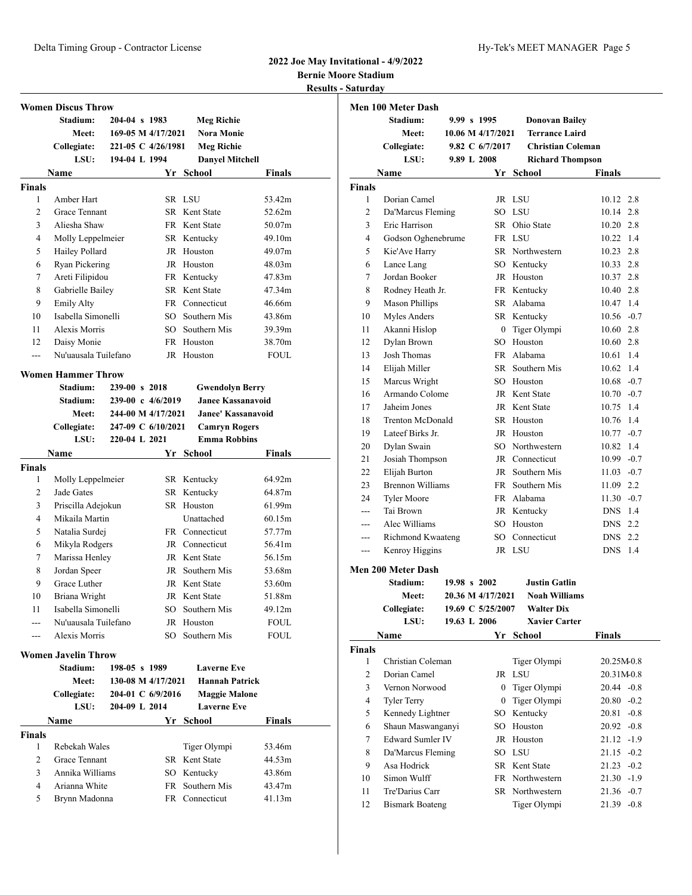## 2022 Joe May Invitational - 4/9/2022

**Bernie Moore Stadium**

**Results - Saturday**

### Women Discus Throw

| | | | |
|---|---|---|---|
| Stadium: | 204-04 s 1983 | Meg Richie | |
| Meet: | 169-05 M 4/17/2021 | Nora Monie | |
| Collegiate: | 221-05 C 4/26/1981 | Meg Richie | |
| LSU: | 194-04 L 1994 | Danyel Mitchell | |

| | Name | Yr | School | Finals |
|---|---|---|---|---|
| **Finals** | | | | |
| 1 | Amber Hart | SR | LSU | 53.42m |
| 2 | Grace Tennant | SR | Kent State | 52.62m |
| 3 | Aliesha Shaw | FR | Kent State | 50.07m |
| 4 | Molly Leppelmeier | SR | Kentucky | 49.10m |
| 5 | Hailey Pollard | JR | Houston | 49.07m |
| 6 | Ryan Pickering | JR | Houston | 48.03m |
| 7 | Areti Filipidou | FR | Kentucky | 47.83m |
| 8 | Gabrielle Bailey | SR | Kent State | 47.34m |
| 9 | Emily Alty | FR | Connecticut | 46.66m |
| 10 | Isabella Simonelli | SO | Southern Mis | 43.86m |
| 11 | Alexis Morris | SO | Southern Mis | 39.39m |
| 12 | Daisy Monie | FR | Houston | 38.70m |
| --- | Nu'uausala Tuilefano | JR | Houston | FOUL |

### Women Hammer Throw

| | | | |
|---|---|---|---|
| Stadium: | 239-00 s 2018 | Gwendolyn Berry | |
| Stadium: | 239-00 c 4/6/2019 | Janee Kassanavoid | |
| Meet: | 244-00 M 4/17/2021 | Janee' Kassanavoid | |
| Collegiate: | 247-09 C 6/10/2021 | Camryn Rogers | |
| LSU: | 220-04 L 2021 | Emma Robbins | |

| | Name | Yr | School | Finals |
|---|---|---|---|---|
| **Finals** | | | | |
| 1 | Molly Leppelmeier | SR | Kentucky | 64.92m |
| 2 | Jade Gates | SR | Kentucky | 64.87m |
| 3 | Priscilla Adejokun | SR | Houston | 61.99m |
| 4 | Mikaila Martin | | Unattached | 60.15m |
| 5 | Natalia Surdej | FR | Connecticut | 57.77m |
| 6 | Mikyla Rodgers | JR | Connecticut | 56.41m |
| 7 | Marissa Henley | JR | Kent State | 56.15m |
| 8 | Jordan Speer | JR | Southern Mis | 53.68m |
| 9 | Grace Luther | JR | Kent State | 53.60m |
| 10 | Briana Wright | JR | Kent State | 51.88m |
| 11 | Isabella Simonelli | SO | Southern Mis | 49.12m |
| --- | Nu'uausala Tuilefano | JR | Houston | FOUL |
| --- | Alexis Morris | SO | Southern Mis | FOUL |

### Women Javelin Throw

| | | | |
|---|---|---|---|
| Stadium: | 198-05 s 1989 | Laverne Eve | |
| Meet: | 130-08 M 4/17/2021 | Hannah Patrick | |
| Collegiate: | 204-01 C 6/9/2016 | Maggie Malone | |
| LSU: | 204-09 L 2014 | Laverne Eve | |

| | Name | Yr | School | Finals |
|---|---|---|---|---|
| **Finals** | | | | |
| 1 | Rebekah Wales | | Tiger Olympi | 53.46m |
| 2 | Grace Tennant | SR | Kent State | 44.53m |
| 3 | Annika Williams | SO | Kentucky | 43.86m |
| 4 | Arianna White | FR | Southern Mis | 43.47m |
| 5 | Brynn Madonna | FR | Connecticut | 41.13m |

### Men 100 Meter Dash

| | | | |
|---|---|---|---|
| Stadium: | 9.99 s 1995 | Donovan Bailey | |
| Meet: | 10.06 M 4/17/2021 | Terrance Laird | |
| Collegiate: | 9.82 C 6/7/2017 | Christian Coleman | |
| LSU: | 9.89 L 2008 | Richard Thompson | |

| | Name | Yr | School | Finals | Wind |
|---|---|---|---|---|---|
| **Finals** | | | | | |
| 1 | Dorian Camel | JR | LSU | 10.12 | 2.8 |
| 2 | Da'Marcus Fleming | SO | LSU | 10.14 | 2.8 |
| 3 | Eric Harrison | SR | Ohio State | 10.20 | 2.8 |
| 4 | Godson Oghenebrume | FR | LSU | 10.22 | 1.4 |
| 5 | Kie'Ave Harry | SR | Northwestern | 10.23 | 2.8 |
| 6 | Lance Lang | SO | Kentucky | 10.33 | 2.8 |
| 7 | Jordan Booker | JR | Houston | 10.37 | 2.8 |
| 8 | Rodney Heath Jr. | FR | Kentucky | 10.40 | 2.8 |
| 9 | Mason Phillips | SR | Alabama | 10.47 | 1.4 |
| 10 | Myles Anders | SR | Kentucky | 10.56 | -0.7 |
| 11 | Akanni Hislop | 0 | Tiger Olympi | 10.60 | 2.8 |
| 12 | Dylan Brown | SO | Houston | 10.60 | 2.8 |
| 13 | Josh Thomas | FR | Alabama | 10.61 | 1.4 |
| 14 | Elijah Miller | SR | Southern Mis | 10.62 | 1.4 |
| 15 | Marcus Wright | SO | Houston | 10.68 | -0.7 |
| 16 | Armando Colome | JR | Kent State | 10.70 | -0.7 |
| 17 | Jaheim Jones | JR | Kent State | 10.75 | 1.4 |
| 18 | Trenton McDonald | SR | Houston | 10.76 | 1.4 |
| 19 | Lateef Birks Jr. | JR | Houston | 10.77 | -0.7 |
| 20 | Dylan Swain | SO | Northwestern | 10.82 | 1.4 |
| 21 | Josiah Thompson | JR | Connecticut | 10.99 | -0.7 |
| 22 | Elijah Burton | JR | Southern Mis | 11.03 | -0.7 |
| 23 | Brennon Williams | FR | Southern Mis | 11.09 | 2.2 |
| 24 | Tyler Moore | FR | Alabama | 11.30 | -0.7 |
| --- | Tai Brown | JR | Kentucky | DNS | 1.4 |
| --- | Alec Williams | SO | Houston | DNS | 2.2 |
| --- | Richmond Kwaateng | SO | Connecticut | DNS | 2.2 |
| --- | Kenroy Higgins | JR | LSU | DNS | 1.4 |

### Men 200 Meter Dash

| | | | |
|---|---|---|---|
| Stadium: | 19.98 s 2002 | Justin Gatlin | |
| Meet: | 20.36 M 4/17/2021 | Noah Williams | |
| Collegiate: | 19.69 C 5/25/2007 | Walter Dix | |
| LSU: | 19.63 L 2006 | Xavier Carter | |

| | Name | Yr | School | Finals | Wind |
|---|---|---|---|---|---|
| **Finals** | | | | | |
| 1 | Christian Coleman | | Tiger Olympi | 20.25M | -0.8 |
| 2 | Dorian Camel | JR | LSU | 20.31M | -0.8 |
| 3 | Vernon Norwood | 0 | Tiger Olympi | 20.44 | -0.8 |
| 4 | Tyler Terry | 0 | Tiger Olympi | 20.80 | -0.2 |
| 5 | Kennedy Lightner | SO | Kentucky | 20.81 | -0.8 |
| 6 | Shaun Maswanganyi | SO | Houston | 20.92 | -0.8 |
| 7 | Edward Sumler IV | JR | Houston | 21.12 | -1.9 |
| 8 | Da'Marcus Fleming | SO | LSU | 21.15 | -0.2 |
| 9 | Asa Hodrick | SR | Kent State | 21.23 | -0.2 |
| 10 | Simon Wulff | FR | Northwestern | 21.30 | -1.9 |
| 11 | Tre'Darius Carr | SR | Northwestern | 21.36 | -0.7 |
| 12 | Bismark Boateng | | Tiger Olympi | 21.39 | -0.8 |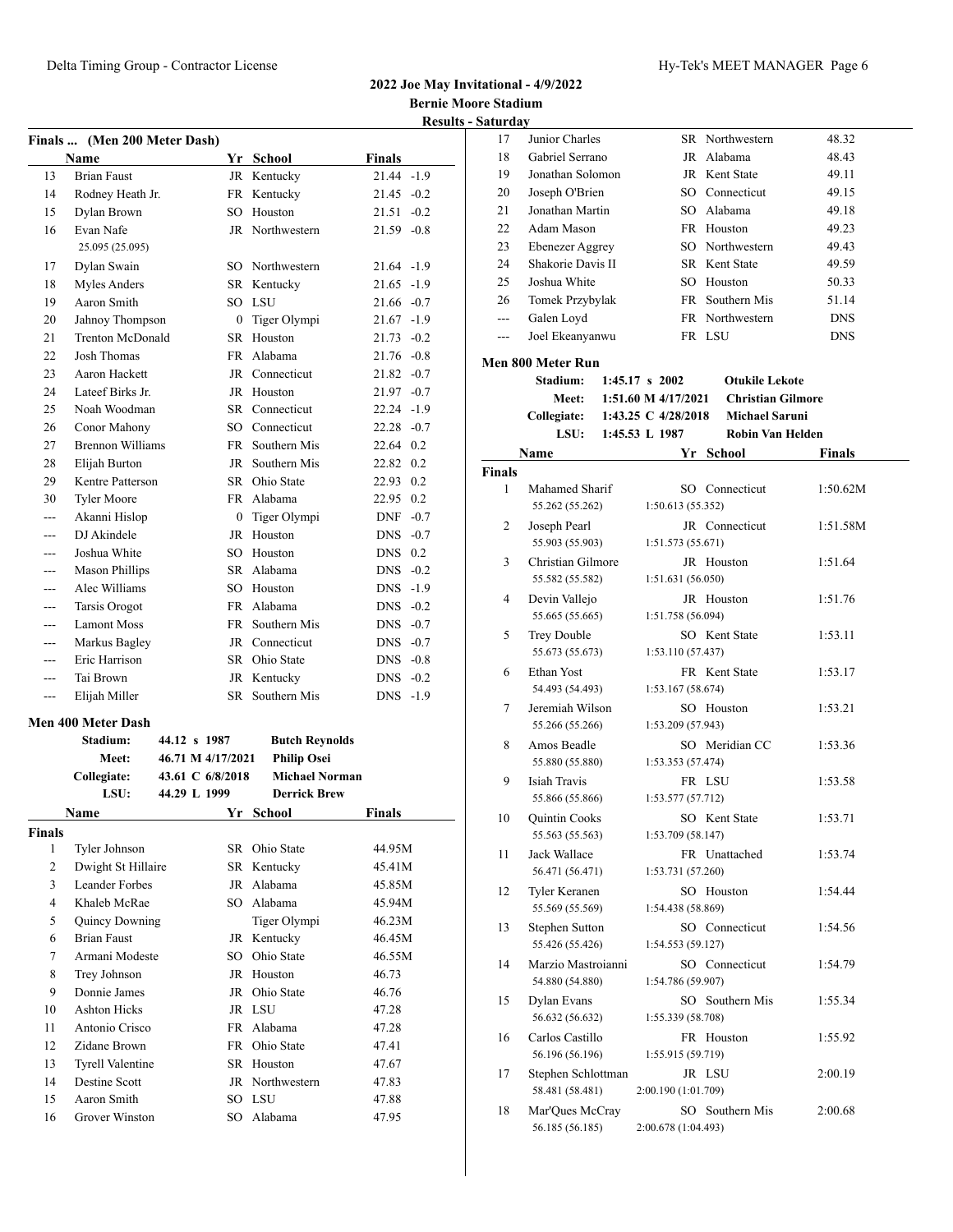**2022 Joe May Invitational - 4/9/2022**
**Bernie Moore Stadium**
**Results - Saturday**

### Finals ... (Men 200 Meter Dash)

| | Name | Yr | School | Finals | |
|---|---|---|---|---|---|
| 13 | Brian Faust | JR | Kentucky | 21.44 | -1.9 |
| 14 | Rodney Heath Jr. | FR | Kentucky | 21.45 | -0.2 |
| 15 | Dylan Brown | SO | Houston | 21.51 | -0.2 |
| 16 | Evan Nafe | JR | Northwestern | 21.59 | -0.8 |
| | 25.095 (25.095) | | | | |
| 17 | Dylan Swain | SO | Northwestern | 21.64 | -1.9 |
| 18 | Myles Anders | SR | Kentucky | 21.65 | -1.9 |
| 19 | Aaron Smith | SO | LSU | 21.66 | -0.7 |
| 20 | Jahnoy Thompson | 0 | Tiger Olympi | 21.67 | -1.9 |
| 21 | Trenton McDonald | SR | Houston | 21.73 | -0.2 |
| 22 | Josh Thomas | FR | Alabama | 21.76 | -0.8 |
| 23 | Aaron Hackett | JR | Connecticut | 21.82 | -0.7 |
| 24 | Lateef Birks Jr. | JR | Houston | 21.97 | -0.7 |
| 25 | Noah Woodman | SR | Connecticut | 22.24 | -1.9 |
| 26 | Conor Mahony | SO | Connecticut | 22.28 | -0.7 |
| 27 | Brennon Williams | FR | Southern Mis | 22.64 | 0.2 |
| 28 | Elijah Burton | JR | Southern Mis | 22.82 | 0.2 |
| 29 | Kentre Patterson | SR | Ohio State | 22.93 | 0.2 |
| 30 | Tyler Moore | FR | Alabama | 22.95 | 0.2 |
| --- | Akanni Hislop | 0 | Tiger Olympi | DNF | -0.7 |
| --- | DJ Akindele | JR | Houston | DNS | -0.7 |
| --- | Joshua White | SO | Houston | DNS | 0.2 |
| --- | Mason Phillips | SR | Alabama | DNS | -0.2 |
| --- | Alec Williams | SO | Houston | DNS | -1.9 |
| --- | Tarsis Orogot | FR | Alabama | DNS | -0.2 |
| --- | Lamont Moss | FR | Southern Mis | DNS | -0.7 |
| --- | Markus Bagley | JR | Connecticut | DNS | -0.7 |
| --- | Eric Harrison | SR | Ohio State | DNS | -0.8 |
| --- | Tai Brown | JR | Kentucky | DNS | -0.2 |
| --- | Elijah Miller | SR | Southern Mis | DNS | -1.9 |

### Men 400 Meter Dash

| | | |
|---|---|---|
| Stadium: | 44.12 s 1987 | Butch Reynolds |
| Meet: | 46.71 M 4/17/2021 | Philip Osei |
| Collegiate: | 43.61 C 6/8/2018 | Michael Norman |
| LSU: | 44.29 L 1999 | Derrick Brew |

**Finals**

| | Name | Yr | School | Finals |
|---|---|---|---|---|
| 1 | Tyler Johnson | SR | Ohio State | 44.95M |
| 2 | Dwight St Hillaire | SR | Kentucky | 45.41M |
| 3 | Leander Forbes | JR | Alabama | 45.85M |
| 4 | Khaleb McRae | SO | Alabama | 45.94M |
| 5 | Quincy Downing | | Tiger Olympi | 46.23M |
| 6 | Brian Faust | JR | Kentucky | 46.45M |
| 7 | Armani Modeste | SO | Ohio State | 46.55M |
| 8 | Trey Johnson | JR | Houston | 46.73 |
| 9 | Donnie James | JR | Ohio State | 46.76 |
| 10 | Ashton Hicks | JR | LSU | 47.28 |
| 11 | Antonio Crisco | FR | Alabama | 47.28 |
| 12 | Zidane Brown | FR | Ohio State | 47.41 |
| 13 | Tyrell Valentine | SR | Houston | 47.67 |
| 14 | Destine Scott | JR | Northwestern | 47.83 |
| 15 | Aaron Smith | SO | LSU | 47.88 |
| 16 | Grover Winston | SO | Alabama | 47.95 |
| 17 | Junior Charles | SR | Northwestern | 48.32 |
| 18 | Gabriel Serrano | JR | Alabama | 48.43 |
| 19 | Jonathan Solomon | JR | Kent State | 49.11 |
| 20 | Joseph O'Brien | SO | Connecticut | 49.15 |
| 21 | Jonathan Martin | SO | Alabama | 49.18 |
| 22 | Adam Mason | FR | Houston | 49.23 |
| 23 | Ebenezer Aggrey | SO | Northwestern | 49.43 |
| 24 | Shakorie Davis II | SR | Kent State | 49.59 |
| 25 | Joshua White | SO | Houston | 50.33 |
| 26 | Tomek Przybylak | FR | Southern Mis | 51.14 |
| --- | Galen Loyd | FR | Northwestern | DNS |
| --- | Joel Ekeanyanwu | FR | LSU | DNS |

### Men 800 Meter Run

| | | |
|---|---|---|
| Stadium: | 1:45.17 s 2002 | Otukile Lekote |
| Meet: | 1:51.60 M 4/17/2021 | Christian Gilmore |
| Collegiate: | 1:43.25 C 4/28/2018 | Michael Saruni |
| LSU: | 1:45.53 L 1987 | Robin Van Helden |

**Finals**

| | Name | Yr | School | Finals |
|---|---|---|---|---|
| 1 | Mahamed Sharif | SO | Connecticut | 1:50.62M |
| | 55.262 (55.262) | 1:50.613 (55.352) | | |
| 2 | Joseph Pearl | JR | Connecticut | 1:51.58M |
| | 55.903 (55.903) | 1:51.573 (55.671) | | |
| 3 | Christian Gilmore | JR | Houston | 1:51.64 |
| | 55.582 (55.582) | 1:51.631 (56.050) | | |
| 4 | Devin Vallejo | JR | Houston | 1:51.76 |
| | 55.665 (55.665) | 1:51.758 (56.094) | | |
| 5 | Trey Double | SO | Kent State | 1:53.11 |
| | 55.673 (55.673) | 1:53.110 (57.437) | | |
| 6 | Ethan Yost | FR | Kent State | 1:53.17 |
| | 54.493 (54.493) | 1:53.167 (58.674) | | |
| 7 | Jeremiah Wilson | SO | Houston | 1:53.21 |
| | 55.266 (55.266) | 1:53.209 (57.943) | | |
| 8 | Amos Beadle | SO | Meridian CC | 1:53.36 |
| | 55.880 (55.880) | 1:53.353 (57.474) | | |
| 9 | Isiah Travis | FR | LSU | 1:53.58 |
| | 55.866 (55.866) | 1:53.577 (57.712) | | |
| 10 | Quintin Cooks | SO | Kent State | 1:53.71 |
| | 55.563 (55.563) | 1:53.709 (58.147) | | |
| 11 | Jack Wallace | FR | Unattached | 1:53.74 |
| | 56.471 (56.471) | 1:53.731 (57.260) | | |
| 12 | Tyler Keranen | SO | Houston | 1:54.44 |
| | 55.569 (55.569) | 1:54.438 (58.869) | | |
| 13 | Stephen Sutton | SO | Connecticut | 1:54.56 |
| | 55.426 (55.426) | 1:54.553 (59.127) | | |
| 14 | Marzio Mastroianni | SO | Connecticut | 1:54.79 |
| | 54.880 (54.880) | 1:54.786 (59.907) | | |
| 15 | Dylan Evans | SO | Southern Mis | 1:55.34 |
| | 56.632 (56.632) | 1:55.339 (58.708) | | |
| 16 | Carlos Castillo | FR | Houston | 1:55.92 |
| | 56.196 (56.196) | 1:55.915 (59.719) | | |
| 17 | Stephen Schlottman | JR | LSU | 2:00.19 |
| | 58.481 (58.481) | 2:00.190 (1:01.709) | | |
| 18 | Mar'Ques McCray | SO | Southern Mis | 2:00.68 |
| | 56.185 (56.185) | 2:00.678 (1:04.493) | | |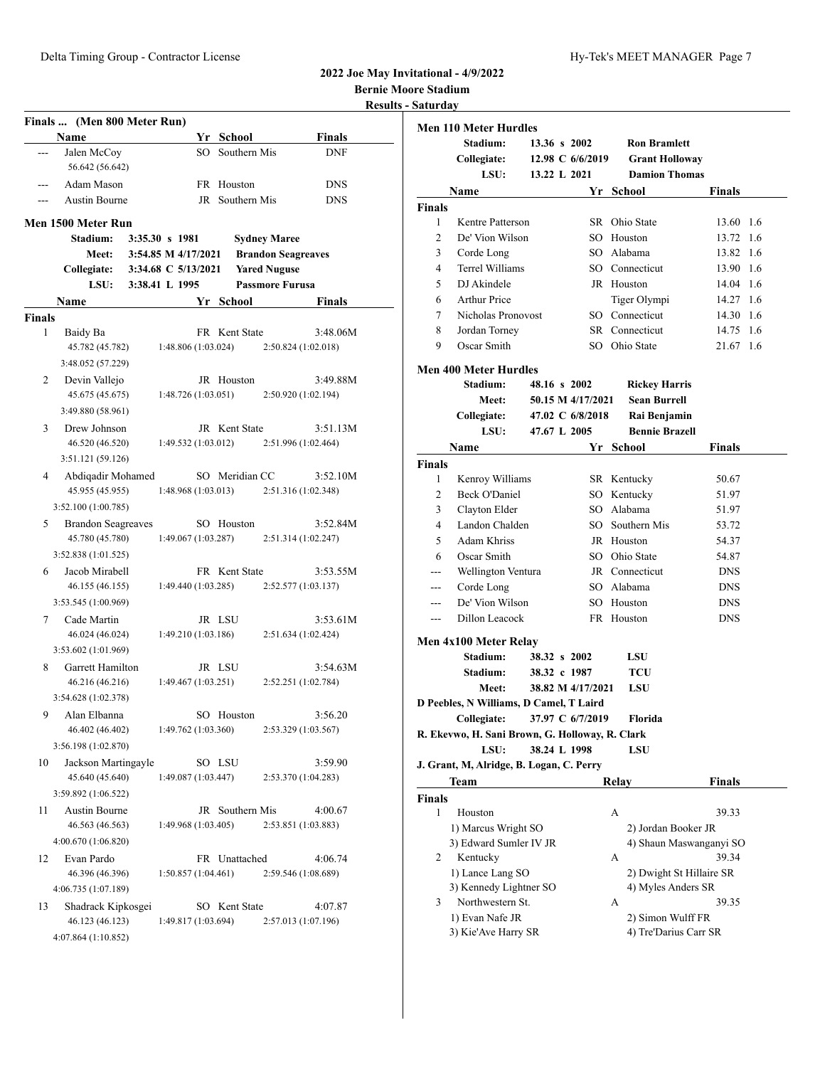**2022 Joe May Invitational - 4/9/2022**
**Bernie Moore Stadium**
**Results - Saturday**

### Finals ... (Men 800 Meter Run)

| | Name | Yr | School | Finals |
|---|---|---|---|---|
| --- | Jalen McCoy | SO | Southern Mis | DNF |
| | 56.642 (56.642) | | | |
| --- | Adam Mason | FR | Houston | DNS |
| --- | Austin Bourne | JR | Southern Mis | DNS |

### Men 1500 Meter Run

| | | | |
|---|---|---|---|
| Stadium: | 3:35.30 s | 1981 | Sydney Maree |
| Meet: | 3:54.85 M | 4/17/2021 | Brandon Seagreaves |
| Collegiate: | 3:34.68 C | 5/13/2021 | Yared Nuguse |
| LSU: | 3:38.41 L | 1995 | Passmore Furusa |

**Finals**

| | Name | Yr | School | Finals |
|---|---|---|---|---|
| 1 | Baidy Ba | FR | Kent State | 3:48.06M |
| | 45.782 (45.782) 1:48.806 (1:03.024) 2:50.824 (1:02.018) 3:48.052 (57.229) | | | |
| 2 | Devin Vallejo | JR | Houston | 3:49.88M |
| | 45.675 (45.675) 1:48.726 (1:03.051) 2:50.920 (1:02.194) 3:49.880 (58.961) | | | |
| 3 | Drew Johnson | JR | Kent State | 3:51.13M |
| | 46.520 (46.520) 1:49.532 (1:03.012) 2:51.996 (1:02.464) 3:51.121 (59.126) | | | |
| 4 | Abdiqadir Mohamed | SO | Meridian CC | 3:52.10M |
| | 45.955 (45.955) 1:48.968 (1:03.013) 2:51.316 (1:02.348) 3:52.100 (1:00.785) | | | |
| 5 | Brandon Seagreaves | SO | Houston | 3:52.84M |
| | 45.780 (45.780) 1:49.067 (1:03.287) 2:51.314 (1:02.247) 3:52.838 (1:01.525) | | | |
| 6 | Jacob Mirabell | FR | Kent State | 3:53.55M |
| | 46.155 (46.155) 1:49.440 (1:03.285) 2:52.577 (1:03.137) 3:53.545 (1:00.969) | | | |
| 7 | Cade Martin | JR | LSU | 3:53.61M |
| | 46.024 (46.024) 1:49.210 (1:03.186) 2:51.634 (1:02.424) 3:53.602 (1:01.969) | | | |
| 8 | Garrett Hamilton | JR | LSU | 3:54.63M |
| | 46.216 (46.216) 1:49.467 (1:03.251) 2:52.251 (1:02.784) 3:54.628 (1:02.378) | | | |
| 9 | Alan Elbanna | SO | Houston | 3:56.20 |
| | 46.402 (46.402) 1:49.762 (1:03.360) 2:53.329 (1:03.567) 3:56.198 (1:02.870) | | | |
| 10 | Jackson Martingayle | SO | LSU | 3:59.90 |
| | 45.640 (45.640) 1:49.087 (1:03.447) 2:53.370 (1:04.283) 3:59.892 (1:06.522) | | | |
| 11 | Austin Bourne | JR | Southern Mis | 4:00.67 |
| | 46.563 (46.563) 1:49.968 (1:03.405) 2:53.851 (1:03.883) 4:00.670 (1:06.820) | | | |
| 12 | Evan Pardo | FR | Unattached | 4:06.74 |
| | 46.396 (46.396) 1:50.857 (1:04.461) 2:59.546 (1:08.689) 4:06.735 (1:07.189) | | | |
| 13 | Shadrack Kipkosgei | SO | Kent State | 4:07.87 |
| | 46.123 (46.123) 1:49.817 (1:03.694) 2:57.013 (1:07.196) 4:07.864 (1:10.852) | | | |

### Men 110 Meter Hurdles

| | | | |
|---|---|---|---|
| Stadium: | 13.36 s | 2002 | Ron Bramlett |
| Collegiate: | 12.98 C | 6/6/2019 | Grant Holloway |
| LSU: | 13.22 L | 2021 | Damion Thomas |

**Finals**

| | Name | Yr | School | Finals | Wind |
|---|---|---|---|---|---|
| 1 | Kentre Patterson | SR | Ohio State | 13.60 | 1.6 |
| 2 | De' Vion Wilson | SO | Houston | 13.72 | 1.6 |
| 3 | Corde Long | SO | Alabama | 13.82 | 1.6 |
| 4 | Terrel Williams | SO | Connecticut | 13.90 | 1.6 |
| 5 | DJ Akindele | JR | Houston | 14.04 | 1.6 |
| 6 | Arthur Price | | Tiger Olympi | 14.27 | 1.6 |
| 7 | Nicholas Pronovost | SO | Connecticut | 14.30 | 1.6 |
| 8 | Jordan Torney | SR | Connecticut | 14.75 | 1.6 |
| 9 | Oscar Smith | SO | Ohio State | 21.67 | 1.6 |

### Men 400 Meter Hurdles

| | | | |
|---|---|---|---|
| Stadium: | 48.16 s | 2002 | Rickey Harris |
| Meet: | 50.15 M | 4/17/2021 | Sean Burrell |
| Collegiate: | 47.02 C | 6/8/2018 | Rai Benjamin |
| LSU: | 47.67 L | 2005 | Bennie Brazell |

**Finals**

| | Name | Yr | School | Finals |
|---|---|---|---|---|
| 1 | Kenroy Williams | SR | Kentucky | 50.67 |
| 2 | Beck O'Daniel | SO | Kentucky | 51.97 |
| 3 | Clayton Elder | SO | Alabama | 51.97 |
| 4 | Landon Chalden | SO | Southern Mis | 53.72 |
| 5 | Adam Khriss | JR | Houston | 54.37 |
| 6 | Oscar Smith | SO | Ohio State | 54.87 |
| --- | Wellington Ventura | JR | Connecticut | DNS |
| --- | Corde Long | SO | Alabama | DNS |
| --- | De' Vion Wilson | SO | Houston | DNS |
| --- | Dillon Leacock | FR | Houston | DNS |

### Men 4x100 Meter Relay

| | | | |
|---|---|---|---|
| Stadium: | 38.32 s | 2002 | LSU |
| Stadium: | 38.32 c | 1987 | TCU |
| Meet: | 38.82 M | 4/17/2021 | LSU |

D Peebles, N Williams, D Camel, T Laird

| | | | |
|---|---|---|---|
| Collegiate: | 37.97 C | 6/7/2019 | Florida |

R. Ekevwo, H. Sani Brown, G. Holloway, R. Clark

| | | | |
|---|---|---|---|
| LSU: | 38.24 L | 1998 | LSU |

J. Grant, M, Alridge, B. Logan, C. Perry

**Finals**

| | Team | Relay | Finals |
|---|---|---|---|
| 1 | Houston | A | 39.33 |
| | 1) Marcus Wright SO, 2) Jordan Booker JR, 3) Edward Sumler IV JR, 4) Shaun Maswanganyi SO | | |
| 2 | Kentucky | A | 39.34 |
| | 1) Lance Lang SO, 2) Dwight St Hillaire SR, 3) Kennedy Lightner SO, 4) Myles Anders SR | | |
| 3 | Northwestern St. | A | 39.35 |
| | 1) Evan Nafe JR, 2) Simon Wulff FR, 3) Kie'Ave Harry SR, 4) Tre'Darius Carr SR | | |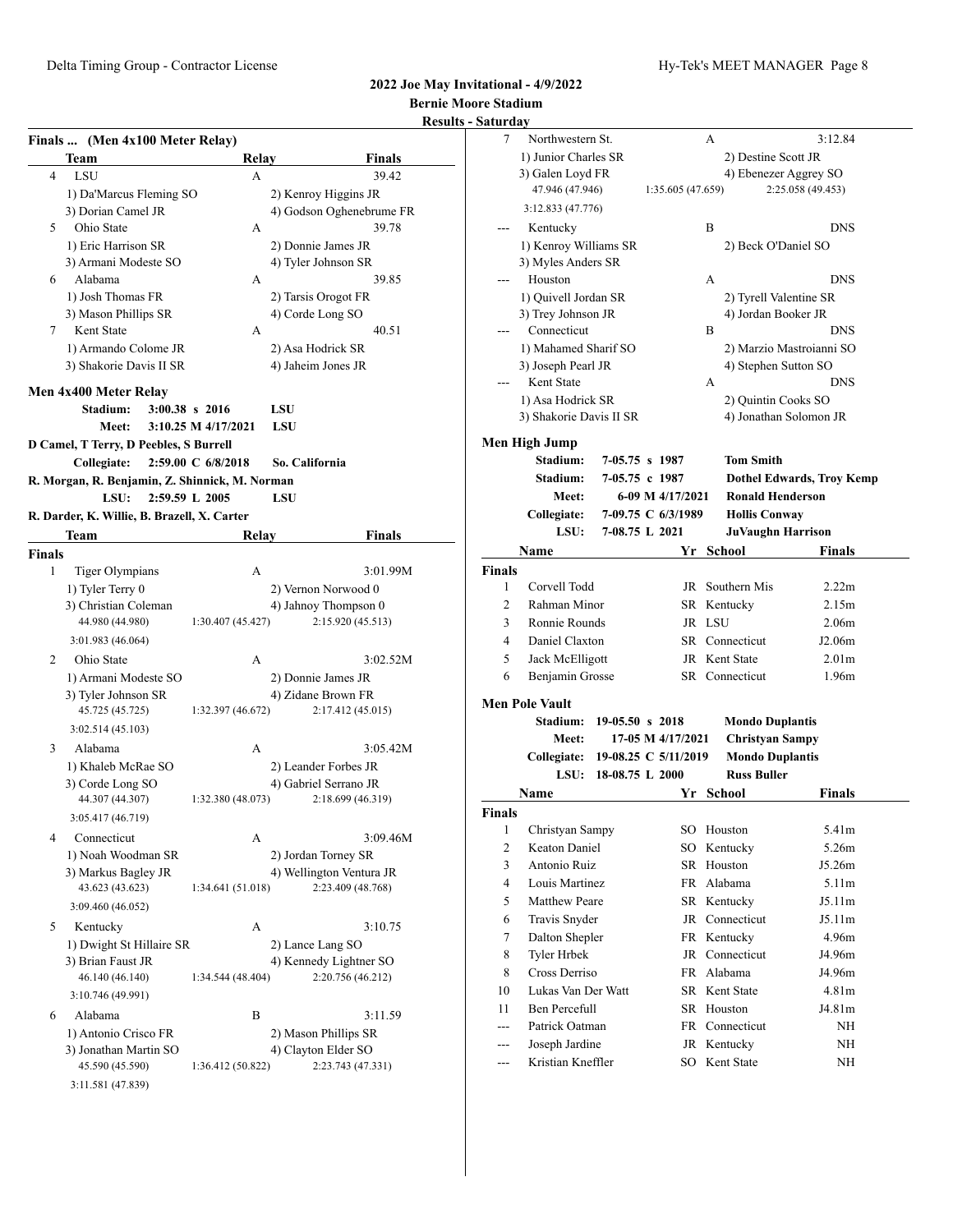**2022 Joe May Invitational - 4/9/2022**
**Bernie Moore Stadium**
**Results - Saturday**

### Finals ... (Men 4x100 Meter Relay)

| | Team | Relay | Finals |
|---|---|---|---|
| 4 | LSU | A | 39.42 |
| | 1) Da'Marcus Fleming SO | 2) Kenroy Higgins JR | |
| | 3) Dorian Camel JR | 4) Godson Oghenebrume FR | |
| 5 | Ohio State | A | 39.78 |
| | 1) Eric Harrison SR | 2) Donnie James JR | |
| | 3) Armani Modeste SO | 4) Tyler Johnson SR | |
| 6 | Alabama | A | 39.85 |
| | 1) Josh Thomas FR | 2) Tarsis Orogot FR | |
| | 3) Mason Phillips SR | 4) Corde Long SO | |
| 7 | Kent State | A | 40.51 |
| | 1) Armando Colome JR | 2) Asa Hodrick SR | |
| | 3) Shakorie Davis II SR | 4) Jaheim Jones JR | |

### Men 4x400 Meter Relay

Stadium: 3:00.38 s 2016 LSU
Meet: 3:10.25 M 4/17/2021 LSU
D Camel, T Terry, D Peebles, S Burrell
Collegiate: 2:59.00 C 6/8/2018 So. California
R. Morgan, R. Benjamin, Z. Shinnick, M. Norman
LSU: 2:59.59 L 2005 LSU
R. Darder, K. Willie, B. Brazell, X. Carter

**Finals**

| | Team | Relay | Finals |
|---|---|---|---|
| 1 | Tiger Olympians | A | 3:01.99M |
| | 1) Tyler Terry 0 | 2) Vernon Norwood 0 | |
| | 3) Christian Coleman | 4) Jahnoy Thompson 0 | |
| | 44.980 (44.980) | 1:30.407 (45.427) | 2:15.920 (45.513) |
| | 3:01.983 (46.064) | | |
| 2 | Ohio State | A | 3:02.52M |
| | 1) Armani Modeste SO | 2) Donnie James JR | |
| | 3) Tyler Johnson SR | 4) Zidane Brown FR | |
| | 45.725 (45.725) | 1:32.397 (46.672) | 2:17.412 (45.015) |
| | 3:02.514 (45.103) | | |
| 3 | Alabama | A | 3:05.42M |
| | 1) Khaleb McRae SO | 2) Leander Forbes JR | |
| | 3) Corde Long SO | 4) Gabriel Serrano JR | |
| | 44.307 (44.307) | 1:32.380 (48.073) | 2:18.699 (46.319) |
| | 3:05.417 (46.719) | | |
| 4 | Connecticut | A | 3:09.46M |
| | 1) Noah Woodman SR | 2) Jordan Torney SR | |
| | 3) Markus Bagley JR | 4) Wellington Ventura JR | |
| | 43.623 (43.623) | 1:34.641 (51.018) | 2:23.409 (48.768) |
| | 3:09.460 (46.052) | | |
| 5 | Kentucky | A | 3:10.75 |
| | 1) Dwight St Hillaire SR | 2) Lance Lang SO | |
| | 3) Brian Faust JR | 4) Kennedy Lightner SO | |
| | 46.140 (46.140) | 1:34.544 (48.404) | 2:20.756 (46.212) |
| | 3:10.746 (49.991) | | |
| 6 | Alabama | B | 3:11.59 |
| | 1) Antonio Crisco FR | 2) Mason Phillips SR | |
| | 3) Jonathan Martin SO | 4) Clayton Elder SO | |
| | 45.590 (45.590) | 1:36.412 (50.822) | 2:23.743 (47.331) |
| | 3:11.581 (47.839) | | |
| 7 | Northwestern St. | A | 3:12.84 |
| | 1) Junior Charles SR | 2) Destine Scott JR | |
| | 3) Galen Loyd FR | 4) Ebenezer Aggrey SO | |
| | 47.946 (47.946) | 1:35.605 (47.659) | 2:25.058 (49.453) |
| | 3:12.833 (47.776) | | |
| --- | Kentucky | B | DNS |
| | 1) Kenroy Williams SR | 2) Beck O'Daniel SO | |
| | 3) Myles Anders SR | | |
| --- | Houston | A | DNS |
| | 1) Quivell Jordan SR | 2) Tyrell Valentine SR | |
| | 3) Trey Johnson JR | 4) Jordan Booker JR | |
| --- | Connecticut | B | DNS |
| | 1) Mahamed Sharif SO | 2) Marzio Mastroianni SO | |
| | 3) Joseph Pearl JR | 4) Stephen Sutton SO | |
| --- | Kent State | A | DNS |
| | 1) Asa Hodrick SR | 2) Quintin Cooks SO | |
| | 3) Shakorie Davis II SR | 4) Jonathan Solomon JR | |

### Men High Jump

Stadium: 7-05.75 s 1987 Tom Smith
Stadium: 7-05.75 c 1987 Dothel Edwards, Troy Kemp
Meet: 6-09 M 4/17/2021 Ronald Henderson
Collegiate: 7-09.75 C 6/3/1989 Hollis Conway
LSU: 7-08.75 L 2021 JuVaughn Harrison

**Finals**

| | Name | Yr | School | Finals |
|---|---|---|---|---|
| 1 | Corvell Todd | JR | Southern Mis | 2.22m |
| 2 | Rahman Minor | SR | Kentucky | 2.15m |
| 3 | Ronnie Rounds | JR | LSU | 2.06m |
| 4 | Daniel Claxton | SR | Connecticut | J2.06m |
| 5 | Jack McElligott | JR | Kent State | 2.01m |
| 6 | Benjamin Grosse | SR | Connecticut | 1.96m |

### Men Pole Vault

Stadium: 19-05.50 s 2018 Mondo Duplantis
Meet: 17-05 M 4/17/2021 Christyan Sampy
Collegiate: 19-08.25 C 5/11/2019 Mondo Duplantis
LSU: 18-08.75 L 2000 Russ Buller

**Finals**

| | Name | Yr | School | Finals |
|---|---|---|---|---|
| 1 | Christyan Sampy | SO | Houston | 5.41m |
| 2 | Keaton Daniel | SO | Kentucky | 5.26m |
| 3 | Antonio Ruiz | SR | Houston | J5.26m |
| 4 | Louis Martinez | FR | Alabama | 5.11m |
| 5 | Matthew Peare | SR | Kentucky | J5.11m |
| 6 | Travis Snyder | JR | Connecticut | J5.11m |
| 7 | Dalton Shepler | FR | Kentucky | 4.96m |
| 8 | Tyler Hrbek | JR | Connecticut | J4.96m |
| 8 | Cross Derriso | FR | Alabama | J4.96m |
| 10 | Lukas Van Der Watt | SR | Kent State | 4.81m |
| 11 | Ben Percefull | SR | Houston | J4.81m |
| --- | Patrick Oatman | FR | Connecticut | NH |
| --- | Joseph Jardine | JR | Kentucky | NH |
| --- | Kristian Kneffler | SO | Kent State | NH |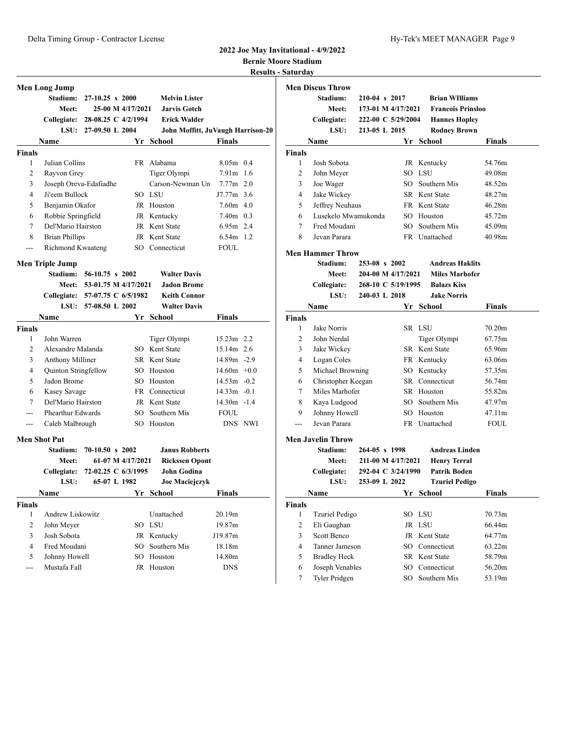**2022 Joe May Invitational - 4/9/2022**

**Bernie Moore Stadium**

**Results - Saturday**

## Men Long Jump

| | | | |
|---|---|---|---|
| **Stadium:** | 27-10.25 s 2000 | | **Melvin Lister** |
| **Meet:** | 25-00 M 4/17/2021 | | **Jarvis Gotch** |
| **Collegiate:** | 28-08.25 C 4/2/1994 | | **Erick Walder** |
| **LSU:** | 27-09.50 L 2004 | | **John Moffitt, JuVaugh Harrison-20** |

| | Name | Yr | School | Finals | |
|---|---|---|---|---|---|
| **Finals** | | | | | |
| 1 | Julian Collins | FR | Alabama | 8.05m | 0.4 |
| 2 | Rayvon Grey | | Tiger Olympi | 7.91m | 1.6 |
| 3 | Joseph Oreva-Edafiadhe | | Carson-Newman Un | 7.77m | 2.0 |
| 4 | Ji'eem Bullock | SO | LSU | J7.77m | 3.6 |
| 5 | Benjamin Okafor | JR | Houston | 7.60m | 4.0 |
| 6 | Robbie Springfield | JR | Kentucky | 7.40m | 0.3 |
| 7 | Del'Mario Hairston | JR | Kent State | 6.95m | 2.4 |
| 8 | Brian Phillips | JR | Kent State | 6.54m | 1.2 |
| --- | Richmond Kwaateng | SO | Connecticut | FOUL | |

## Men Triple Jump

| | | | |
|---|---|---|---|
| **Stadium:** | 56-10.75 s 2002 | | **Walter Davis** |
| **Meet:** | 53-01.75 M 4/17/2021 | | **Jadon Brome** |
| **Collegiate:** | 57-07.75 C 6/5/1982 | | **Keith Connor** |
| **LSU:** | 57-08.50 L 2002 | | **Walter Davis** |

| | Name | Yr | School | Finals | |
|---|---|---|---|---|---|
| **Finals** | | | | | |
| 1 | John Warren | | Tiger Olympi | 15.23m | 2.2 |
| 2 | Alexandre Malanda | SO | Kent State | 15.14m | 2.6 |
| 3 | Anthony Milliner | SR | Kent State | 14.89m | -2.9 |
| 4 | Quinton Stringfellow | SO | Houston | 14.60m | +0.0 |
| 5 | Jadon Brome | SO | Houston | 14.53m | -0.2 |
| 6 | Kasey Savage | FR | Connecticut | 14.33m | -0.1 |
| 7 | Del'Mario Hairston | JR | Kent State | 14.30m | -1.4 |
| --- | Phearthur Edwards | SO | Southern Mis | FOUL | |
| --- | Caleb Malbrough | SO | Houston | DNS | NWI |

## Men Shot Put

| | | | |
|---|---|---|---|
| **Stadium:** | 70-10.50 s 2002 | | **Janus Robberts** |
| **Meet:** | 61-07 M 4/17/2021 | | **Rickssen Opont** |
| **Collegiate:** | 72-02.25 C 6/3/1995 | | **John Godina** |
| **LSU:** | 65-07 L 1982 | | **Joe Maciejczyk** |

| | Name | Yr | School | Finals |
|---|---|---|---|---|
| **Finals** | | | | |
| 1 | Andrew Liskowitz | | Unattached | 20.19m |
| 2 | John Meyer | SO | LSU | 19.87m |
| 3 | Josh Sobota | JR | Kentucky | J19.87m |
| 4 | Fred Moudani | SO | Southern Mis | 18.18m |
| 5 | Johnny Howell | SO | Houston | 14.80m |
| --- | Mustafa Fall | JR | Houston | DNS |

## Men Discus Throw

| | | | |
|---|---|---|---|
| **Stadium:** | 210-04 s 2017 | | **Brian WIlliams** |
| **Meet:** | 173-01 M 4/17/2021 | | **Francois Prinsloo** |
| **Collegiate:** | 222-00 C 5/29/2004 | | **Hannes Hopley** |
| **LSU:** | 213-05 L 2015 | | **Rodney Brown** |

| | Name | Yr | School | Finals |
|---|---|---|---|---|
| **Finals** | | | | |
| 1 | Josh Sobota | JR | Kentucky | 54.76m |
| 2 | John Meyer | SO | LSU | 49.08m |
| 3 | Joe Wager | SO | Southern Mis | 48.52m |
| 4 | Jake Wickey | SR | Kent State | 48.27m |
| 5 | Jeffrey Neuhaus | FR | Kent State | 46.28m |
| 6 | Lusekelo Mwamukonda | SO | Houston | 45.72m |
| 7 | Fred Moudani | SO | Southern Mis | 45.09m |
| 8 | Jevan Parara | FR | Unattached | 40.98m |

## Men Hammer Throw

| | | | |
|---|---|---|---|
| **Stadium:** | 253-08 s 2002 | | **Andreas Haklits** |
| **Meet:** | 204-00 M 4/17/2021 | | **Miles Marhofer** |
| **Collegiate:** | 268-10 C 5/19/1995 | | **Balazs Kiss** |
| **LSU:** | 240-03 L 2018 | | **Jake Norris** |

| | Name | Yr | School | Finals |
|---|---|---|---|---|
| **Finals** | | | | |
| 1 | Jake Norris | SR | LSU | 70.20m |
| 2 | John Nerdal | | Tiger Olympi | 67.75m |
| 3 | Jake Wickey | SR | Kent State | 65.96m |
| 4 | Logan Coles | FR | Kentucky | 63.06m |
| 5 | Michael Browning | SO | Kentucky | 57.35m |
| 6 | Christopher Keegan | SR | Connecticut | 56.74m |
| 7 | Miles Marhofer | SR | Houston | 55.82m |
| 8 | Kaya Ludgood | SO | Southern Mis | 47.97m |
| 9 | Johnny Howell | SO | Houston | 47.11m |
| --- | Jevan Parara | FR | Unattached | FOUL |

## Men Javelin Throw

| | | | |
|---|---|---|---|
| **Stadium:** | 264-05 s 1998 | | **Andreas Linden** |
| **Meet:** | 211-00 M 4/17/2021 | | **Henry Terral** |
| **Collegiate:** | 292-04 C 3/24/1990 | | **Patrik Boden** |
| **LSU:** | 253-09 L 2022 | | **Tzuriel Pedigo** |

| | Name | Yr | School | Finals |
|---|---|---|---|---|
| **Finals** | | | | |
| 1 | Tzuriel Pedigo | SO | LSU | 70.73m |
| 2 | Eli Gaughan | JR | LSU | 66.44m |
| 3 | Scott Benco | JR | Kent State | 64.77m |
| 4 | Tanner Jameson | SO | Connecticut | 63.22m |
| 5 | Bradley Heck | SR | Kent State | 58.79m |
| 6 | Joseph Venables | SO | Connecticut | 56.20m |
| 7 | Tyler Pridgen | SO | Southern Mis | 53.19m |